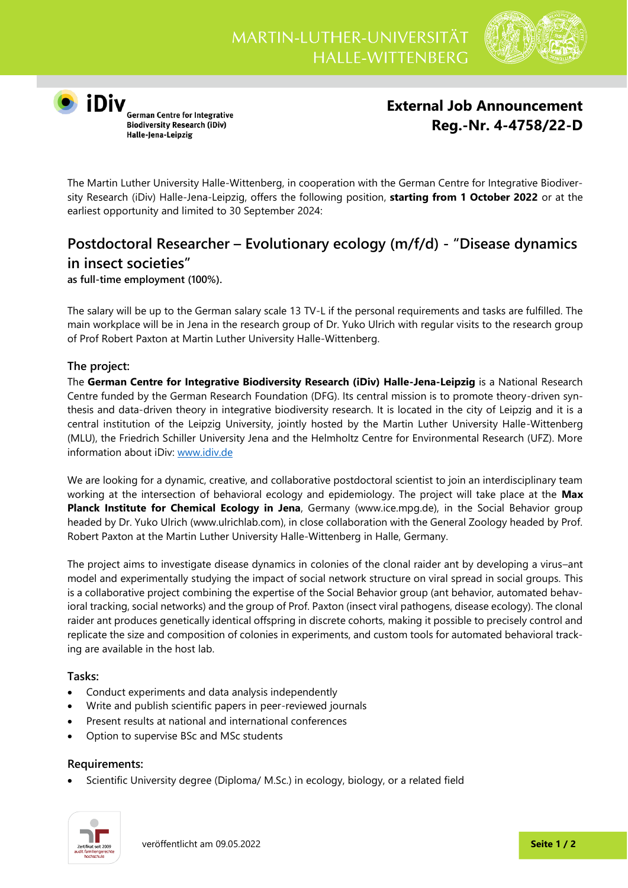MARTIN-LUTHER-UNIVERSITÄT HALLE-WITTENBERG

iDiv German Centre for Integrative Biodiversity Research (iDiv) Halle-Jena-Leipzig

**External Job Announcement**
**Reg.-Nr. 4-4758/22-D**

The Martin Luther University Halle-Wittenberg, in cooperation with the German Centre for Integrative Biodiversity Research (iDiv) Halle-Jena-Leipzig, offers the following position, **starting from 1 October 2022** or at the earliest opportunity and limited to 30 September 2024:

## Postdoctoral Researcher – Evolutionary ecology (m/f/d) - "Disease dynamics in insect societies"

**as full-time employment (100%).**

The salary will be up to the German salary scale 13 TV-L if the personal requirements and tasks are fulfilled. The main workplace will be in Jena in the research group of Dr. Yuko Ulrich with regular visits to the research group of Prof Robert Paxton at Martin Luther University Halle-Wittenberg.

### The project:

The **German Centre for Integrative Biodiversity Research (iDiv) Halle-Jena-Leipzig** is a National Research Centre funded by the German Research Foundation (DFG). Its central mission is to promote theory-driven synthesis and data-driven theory in integrative biodiversity research. It is located in the city of Leipzig and it is a central institution of the Leipzig University, jointly hosted by the Martin Luther University Halle-Wittenberg (MLU), the Friedrich Schiller University Jena and the Helmholtz Centre for Environmental Research (UFZ). More information about iDiv: www.idiv.de

We are looking for a dynamic, creative, and collaborative postdoctoral scientist to join an interdisciplinary team working at the intersection of behavioral ecology and epidemiology. The project will take place at the **Max Planck Institute for Chemical Ecology in Jena**, Germany (www.ice.mpg.de), in the Social Behavior group headed by Dr. Yuko Ulrich (www.ulrichlab.com), in close collaboration with the General Zoology headed by Prof. Robert Paxton at the Martin Luther University Halle-Wittenberg in Halle, Germany.

The project aims to investigate disease dynamics in colonies of the clonal raider ant by developing a virus–ant model and experimentally studying the impact of social network structure on viral spread in social groups. This is a collaborative project combining the expertise of the Social Behavior group (ant behavior, automated behavioral tracking, social networks) and the group of Prof. Paxton (insect viral pathogens, disease ecology). The clonal raider ant produces genetically identical offspring in discrete cohorts, making it possible to precisely control and replicate the size and composition of colonies in experiments, and custom tools for automated behavioral tracking are available in the host lab.

### Tasks:

- Conduct experiments and data analysis independently
- Write and publish scientific papers in peer-reviewed journals
- Present results at national and international conferences
- Option to supervise BSc and MSc students

### Requirements:

- Scientific University degree (Diploma/ M.Sc.) in ecology, biology, or a related field

veröffentlicht am 09.05.2022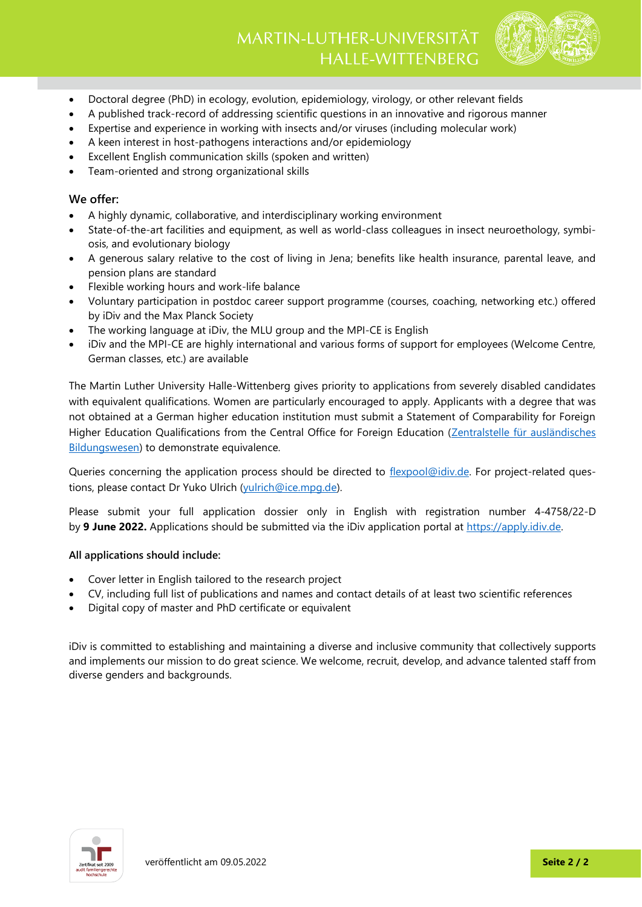- Doctoral degree (PhD) in ecology, evolution, epidemiology, virology, or other relevant fields
- A published track-record of addressing scientific questions in an innovative and rigorous manner
- Expertise and experience in working with insects and/or viruses (including molecular work)
- A keen interest in host-pathogens interactions and/or epidemiology
- Excellent English communication skills (spoken and written)
- Team-oriented and strong organizational skills

**We offer:**

- A highly dynamic, collaborative, and interdisciplinary working environment
- State-of-the-art facilities and equipment, as well as world-class colleagues in insect neuroethology, symbiosis, and evolutionary biology
- A generous salary relative to the cost of living in Jena; benefits like health insurance, parental leave, and pension plans are standard
- Flexible working hours and work-life balance
- Voluntary participation in postdoc career support programme (courses, coaching, networking etc.) offered by iDiv and the Max Planck Society
- The working language at iDiv, the MLU group and the MPI-CE is English
- iDiv and the MPI-CE are highly international and various forms of support for employees (Welcome Centre, German classes, etc.) are available

The Martin Luther University Halle-Wittenberg gives priority to applications from severely disabled candidates with equivalent qualifications. Women are particularly encouraged to apply. Applicants with a degree that was not obtained at a German higher education institution must submit a Statement of Comparability for Foreign Higher Education Qualifications from the Central Office for Foreign Education (Zentralstelle für ausländisches Bildungswesen) to demonstrate equivalence.

Queries concerning the application process should be directed to flexpool@idiv.de. For project-related questions, please contact Dr Yuko Ulrich (yulrich@ice.mpg.de).

Please submit your full application dossier only in English with registration number 4-4758/22-D by **9 June 2022.** Applications should be submitted via the iDiv application portal at https://apply.idiv.de.

**All applications should include:**

- Cover letter in English tailored to the research project
- CV, including full list of publications and names and contact details of at least two scientific references
- Digital copy of master and PhD certificate or equivalent

iDiv is committed to establishing and maintaining a diverse and inclusive community that collectively supports and implements our mission to do great science. We welcome, recruit, develop, and advance talented staff from diverse genders and backgrounds.

veröffentlicht am 09.05.2022